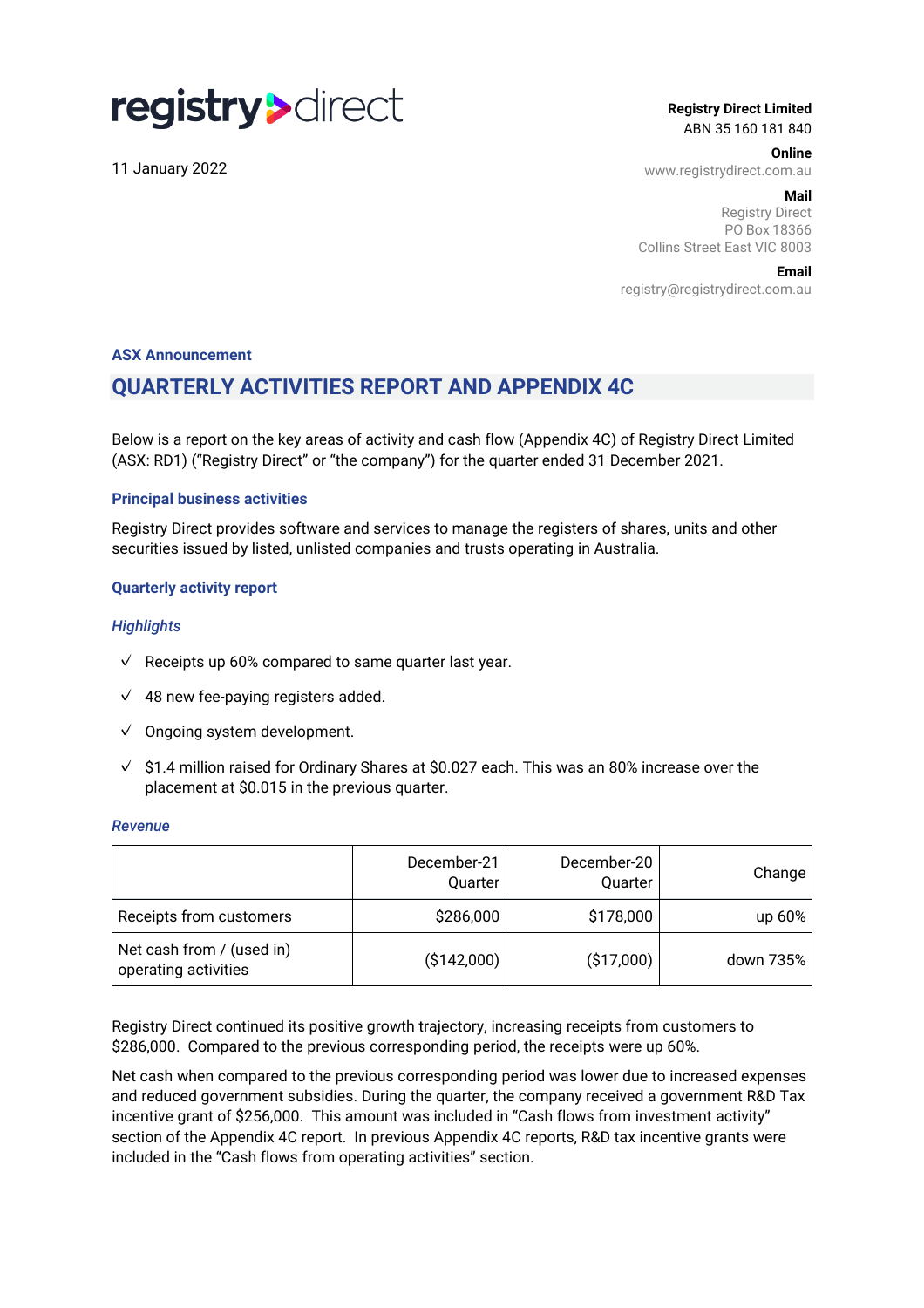registry direct

11 January 2022

**Registry Direct Limited**
ABN 35 160 181 840

**Online**
www.registrydirect.com.au

**Mail**
Registry Direct
PO Box 18366
Collins Street East VIC 8003

**Email**
registry@registrydirect.com.au

**ASX Announcement**

# QUARTERLY ACTIVITIES REPORT AND APPENDIX 4C

Below is a report on the key areas of activity and cash flow (Appendix 4C) of Registry Direct Limited (ASX: RD1) ("Registry Direct" or "the company") for the quarter ended 31 December 2021.

## Principal business activities

Registry Direct provides software and services to manage the registers of shares, units and other securities issued by listed, unlisted companies and trusts operating in Australia.

## Quarterly activity report

### *Highlights*

- ✓ Receipts up 60% compared to same quarter last year.
- ✓ 48 new fee-paying registers added.
- ✓ Ongoing system development.
- ✓ $1.4 million raised for Ordinary Shares at $0.027 each. This was an 80% increase over the placement at $0.015 in the previous quarter.

### *Revenue*

| | December-21 Quarter | December-20 Quarter | Change |
|---|---|---|---|
| Receipts from customers | $286,000 | $178,000 | up 60% |
| Net cash from / (used in) operating activities | ($142,000) | ($17,000) | down 735% |

Registry Direct continued its positive growth trajectory, increasing receipts from customers to $286,000. Compared to the previous corresponding period, the receipts were up 60%.

Net cash when compared to the previous corresponding period was lower due to increased expenses and reduced government subsidies. During the quarter, the company received a government R&D Tax incentive grant of $256,000. This amount was included in "Cash flows from investment activity" section of the Appendix 4C report. In previous Appendix 4C reports, R&D tax incentive grants were included in the "Cash flows from operating activities" section.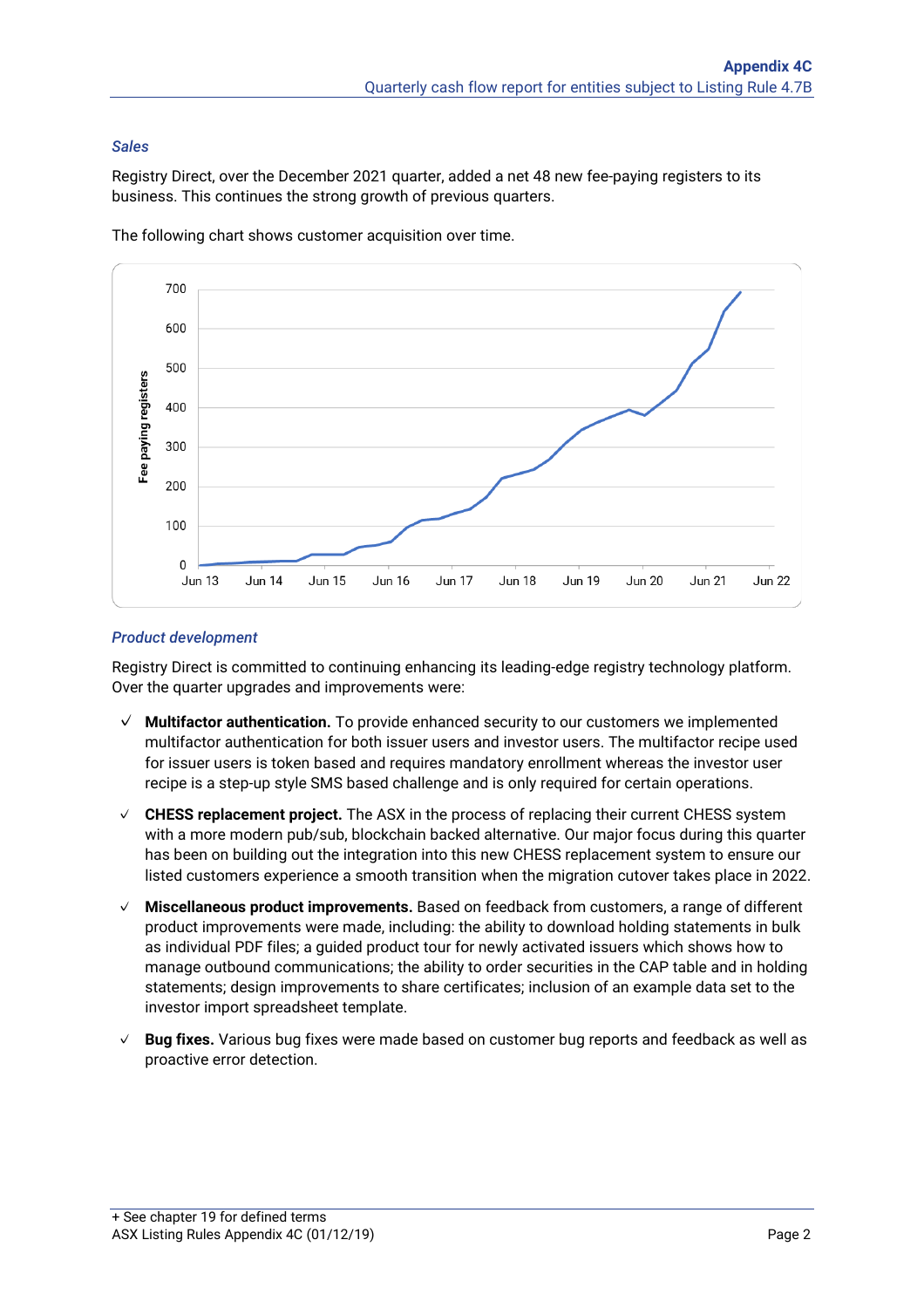*Sales*

Registry Direct, over the December 2021 quarter, added a net 48 new fee-paying registers to its business. This continues the strong growth of previous quarters.

The following chart shows customer acquisition over time.

*Product development*

Registry Direct is committed to continuing enhancing its leading-edge registry technology platform. Over the quarter upgrades and improvements were:

- ✓ **Multifactor authentication.** To provide enhanced security to our customers we implemented multifactor authentication for both issuer users and investor users. The multifactor recipe used for issuer users is token based and requires mandatory enrollment whereas the investor user recipe is a step-up style SMS based challenge and is only required for certain operations.
- ✓ **CHESS replacement project.** The ASX in the process of replacing their current CHESS system with a more modern pub/sub, blockchain backed alternative. Our major focus during this quarter has been on building out the integration into this new CHESS replacement system to ensure our listed customers experience a smooth transition when the migration cutover takes place in 2022.
- ✓ **Miscellaneous product improvements.** Based on feedback from customers, a range of different product improvements were made, including: the ability to download holding statements in bulk as individual PDF files; a guided product tour for newly activated issuers which shows how to manage outbound communications; the ability to order securities in the CAP table and in holding statements; design improvements to share certificates; inclusion of an example data set to the investor import spreadsheet template.
- ✓ **Bug fixes.** Various bug fixes were made based on customer bug reports and feedback as well as proactive error detection.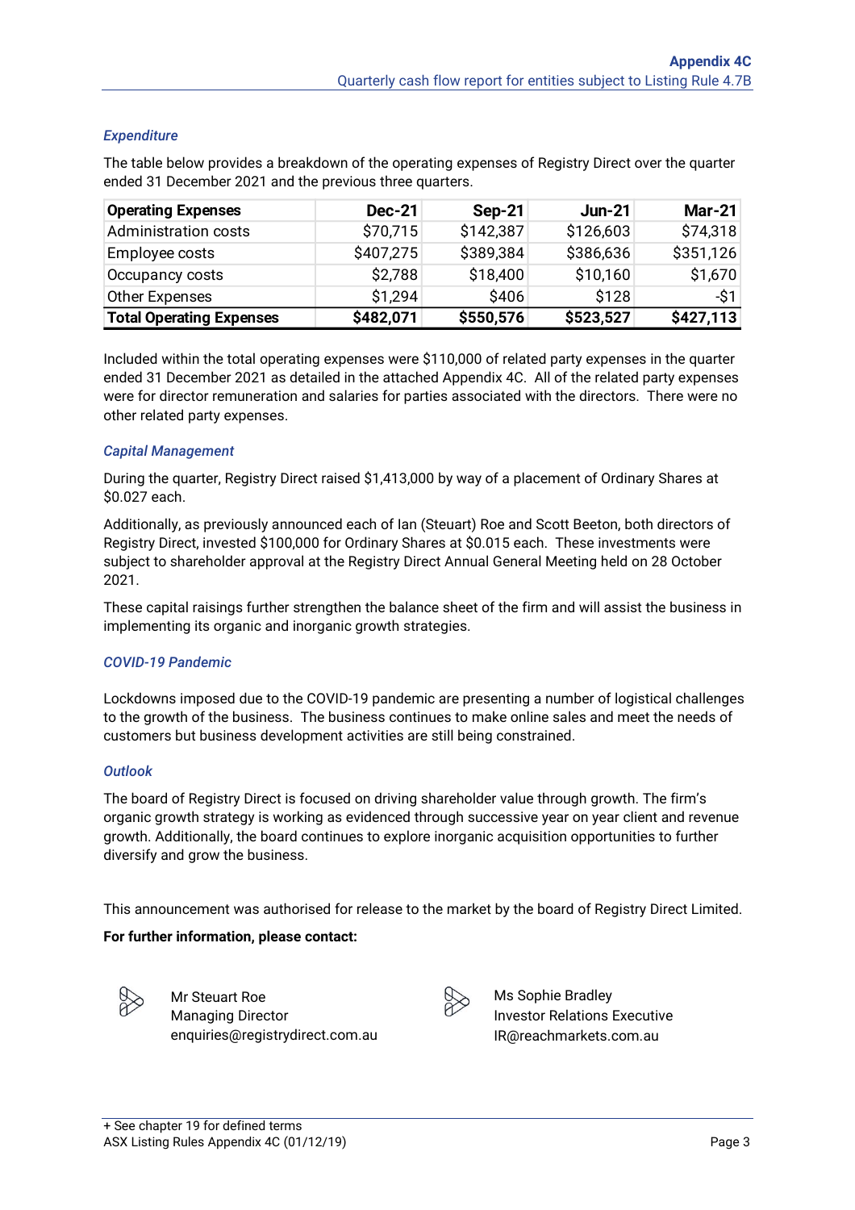### *Expenditure*

The table below provides a breakdown of the operating expenses of Registry Direct over the quarter ended 31 December 2021 and the previous three quarters.

| Operating Expenses | Dec-21 | Sep-21 | Jun-21 | Mar-21 |
|---|---|---|---|---|
| Administration costs | $70,715 | $142,387 | $126,603 | $74,318 |
| Employee costs | $407,275 | $389,384 | $386,636 | $351,126 |
| Occupancy costs | $2,788 | $18,400 | $10,160 | $1,670 |
| Other Expenses | $1,294 | $406 | $128 | -$1 |
| **Total Operating Expenses** | **$482,071** | **$550,576** | **$523,527** | **$427,113** |

Included within the total operating expenses were $110,000 of related party expenses in the quarter ended 31 December 2021 as detailed in the attached Appendix 4C. All of the related party expenses were for director remuneration and salaries for parties associated with the directors. There were no other related party expenses.

### *Capital Management*

During the quarter, Registry Direct raised $1,413,000 by way of a placement of Ordinary Shares at $0.027 each.

Additionally, as previously announced each of Ian (Steuart) Roe and Scott Beeton, both directors of Registry Direct, invested $100,000 for Ordinary Shares at $0.015 each. These investments were subject to shareholder approval at the Registry Direct Annual General Meeting held on 28 October 2021.

These capital raisings further strengthen the balance sheet of the firm and will assist the business in implementing its organic and inorganic growth strategies.

### *COVID-19 Pandemic*

Lockdowns imposed due to the COVID-19 pandemic are presenting a number of logistical challenges to the growth of the business. The business continues to make online sales and meet the needs of customers but business development activities are still being constrained.

### *Outlook*

The board of Registry Direct is focused on driving shareholder value through growth. The firm's organic growth strategy is working as evidenced through successive year on year client and revenue growth. Additionally, the board continues to explore inorganic acquisition opportunities to further diversify and grow the business.

This announcement was authorised for release to the market by the board of Registry Direct Limited.

**For further information, please contact:**

Mr Steuart Roe
Managing Director
enquiries@registrydirect.com.au

Ms Sophie Bradley
Investor Relations Executive
IR@reachmarkets.com.au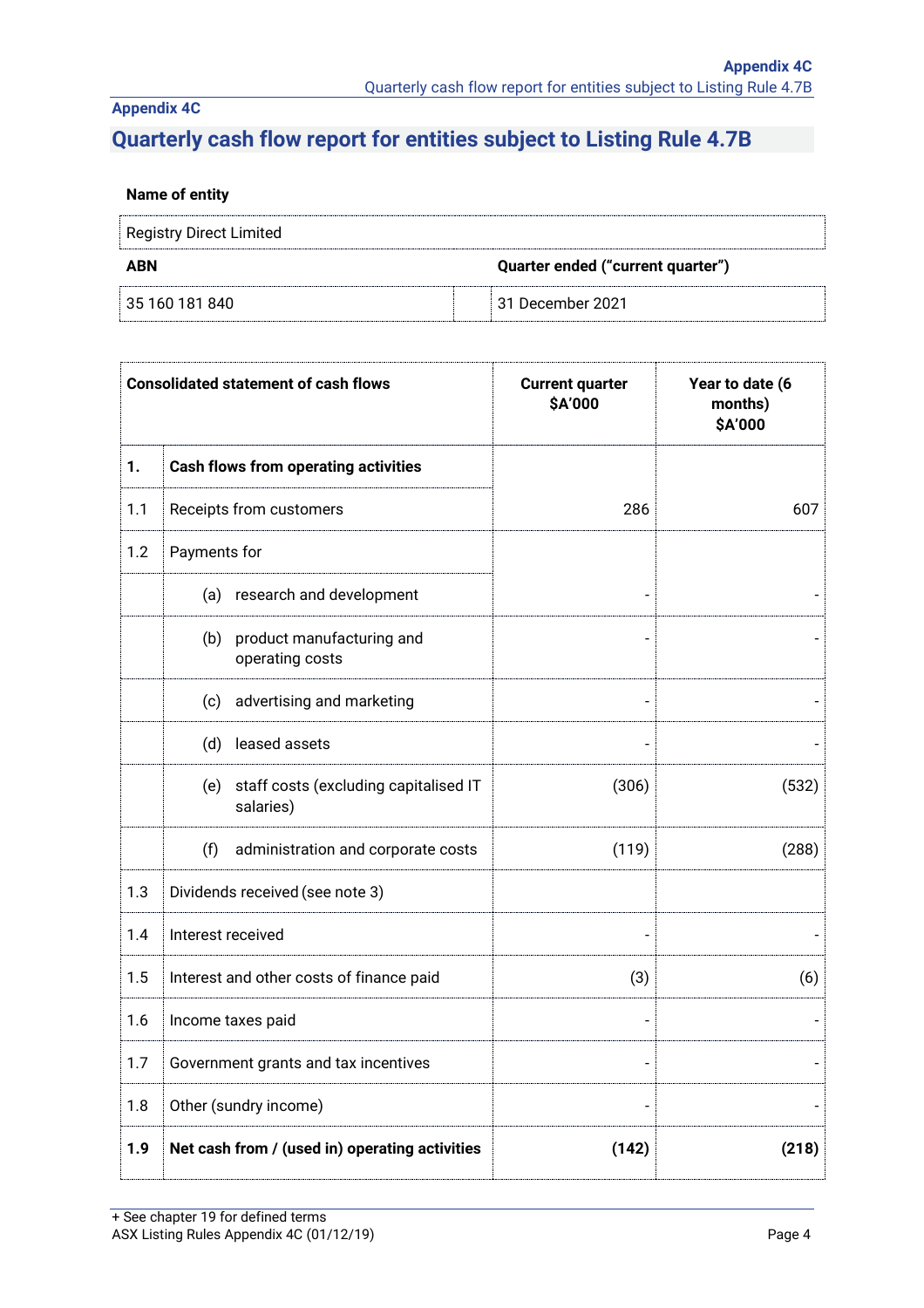Appendix 4C

# Quarterly cash flow report for entities subject to Listing Rule 4.7B

**Name of entity**

| Registry Direct Limited | |
|---|---|
| **ABN** | **Quarter ended ("current quarter")** |
| 35 160 181 840 | 31 December 2021 |

| | Consolidated statement of cash flows | Current quarter $A'000 | Year to date (6 months) $A'000 |
|---|---|---|---|
| **1.** | **Cash flows from operating activities** | | |
| 1.1 | Receipts from customers | 286 | 607 |
| 1.2 | Payments for | | |
| | (a) research and development | - | - |
| | (b) product manufacturing and operating costs | - | - |
| | (c) advertising and marketing | - | - |
| | (d) leased assets | - | - |
| | (e) staff costs (excluding capitalised IT salaries) | (306) | (532) |
| | (f) administration and corporate costs | (119) | (288) |
| 1.3 | Dividends received (see note 3) | | |
| 1.4 | Interest received | - | - |
| 1.5 | Interest and other costs of finance paid | (3) | (6) |
| 1.6 | Income taxes paid | - | - |
| 1.7 | Government grants and tax incentives | - | - |
| 1.8 | Other (sundry income) | - | - |
| **1.9** | **Net cash from / (used in) operating activities** | **(142)** | **(218)** |

+ See chapter 19 for defined terms
ASX Listing Rules Appendix 4C (01/12/19)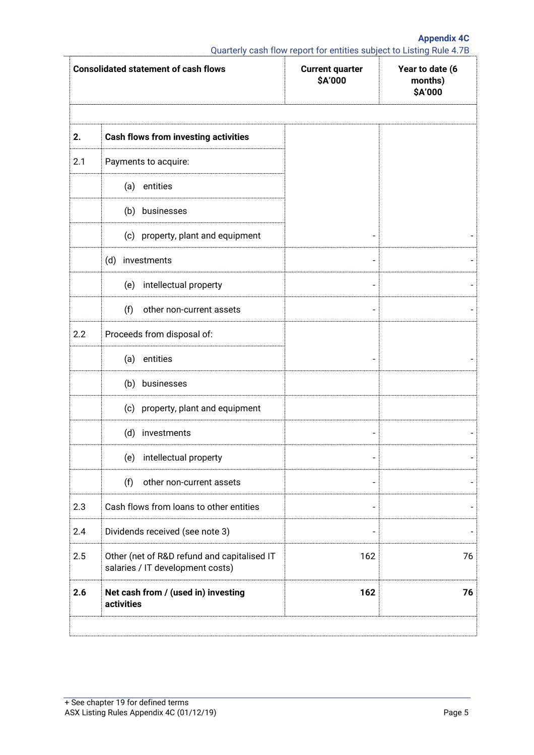| Consolidated statement of cash flows | | Current quarter $A'000 | Year to date (6 months) $A'000 |
|---|---|---|---|
| | | | |
| **2.** | **Cash flows from investing activities** | | |
| 2.1 | Payments to acquire: | | |
| | (a) entities | | |
| | (b) businesses | | |
| | (c) property, plant and equipment | - | - |
| | (d) investments | - | - |
| | (e) intellectual property | - | - |
| | (f) other non-current assets | - | - |
| 2.2 | Proceeds from disposal of: | | |
| | (a) entities | - | - |
| | (b) businesses | | |
| | (c) property, plant and equipment | | |
| | (d) investments | - | - |
| | (e) intellectual property | - | - |
| | (f) other non-current assets | - | - |
| 2.3 | Cash flows from loans to other entities | - | - |
| 2.4 | Dividends received (see note 3) | - | - |
| 2.5 | Other (net of R&D refund and capitalised IT salaries / IT development costs) | 162 | 76 |
| **2.6** | **Net cash from / (used in) investing activities** | **162** | **76** |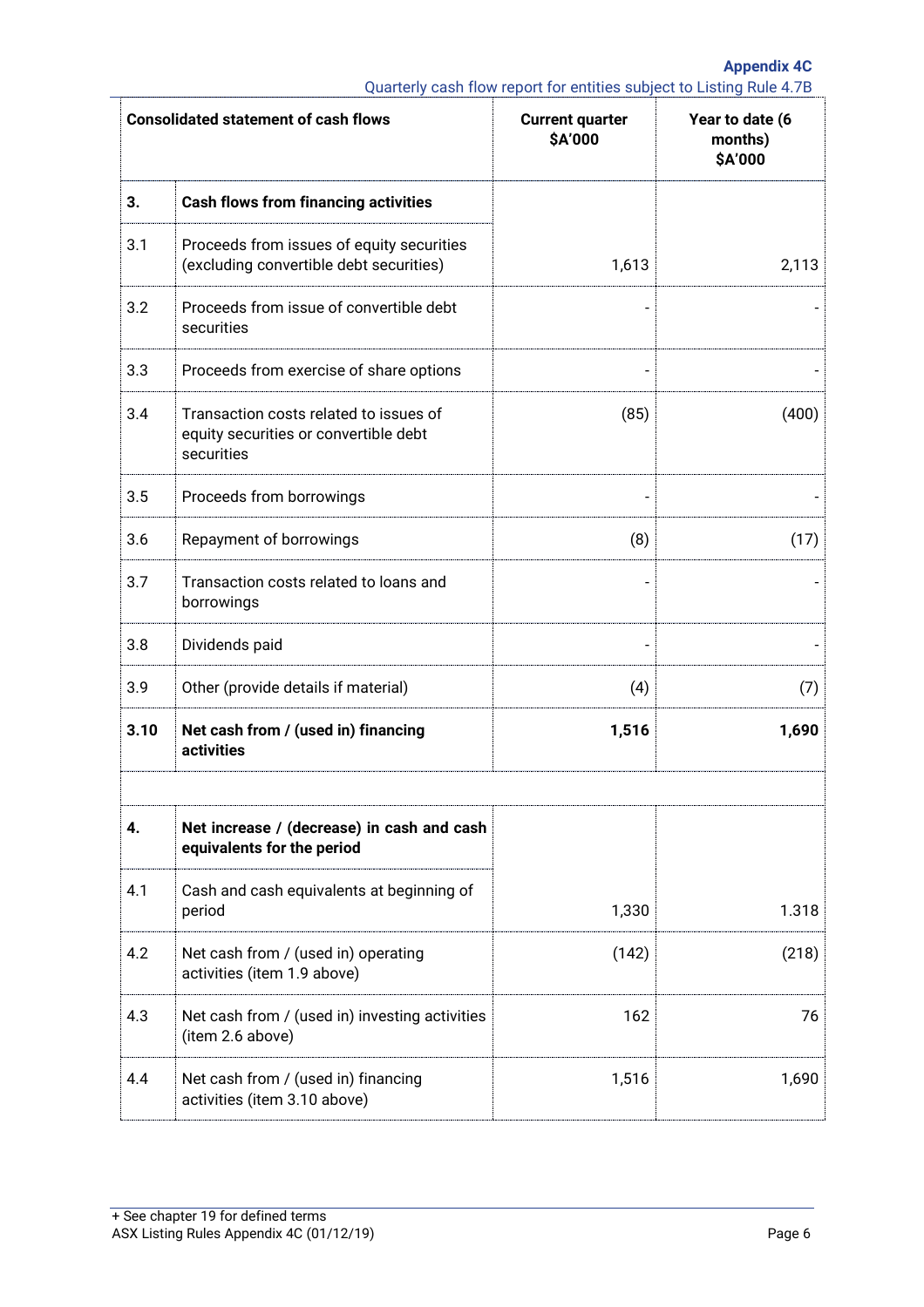| Consolidated statement of cash flows | | Current quarter $A'000 | Year to date (6 months) $A'000 |
|---|---|---|---|
| **3.** | **Cash flows from financing activities** | | |
| 3.1 | Proceeds from issues of equity securities (excluding convertible debt securities) | 1,613 | 2,113 |
| 3.2 | Proceeds from issue of convertible debt securities | - | - |
| 3.3 | Proceeds from exercise of share options | - | - |
| 3.4 | Transaction costs related to issues of equity securities or convertible debt securities | (85) | (400) |
| 3.5 | Proceeds from borrowings | - | - |
| 3.6 | Repayment of borrowings | (8) | (17) |
| 3.7 | Transaction costs related to loans and borrowings | - | - |
| 3.8 | Dividends paid | - | - |
| 3.9 | Other (provide details if material) | (4) | (7) |
| **3.10** | **Net cash from / (used in) financing activities** | **1,516** | **1,690** |
| | | | |
| **4.** | **Net increase / (decrease) in cash and cash equivalents for the period** | | |
| 4.1 | Cash and cash equivalents at beginning of period | 1,330 | 1.318 |
| 4.2 | Net cash from / (used in) operating activities (item 1.9 above) | (142) | (218) |
| 4.3 | Net cash from / (used in) investing activities (item 2.6 above) | 162 | 76 |
| 4.4 | Net cash from / (used in) financing activities (item 3.10 above) | 1,516 | 1,690 |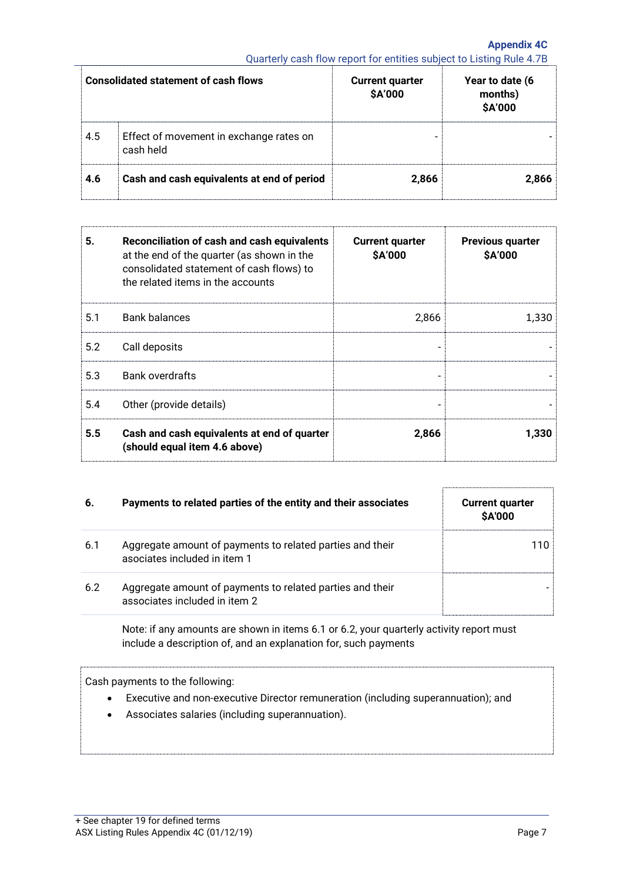| Consolidated statement of cash flows | | Current quarter $A'000 | Year to date (6 months) $A'000 |
|---|---|---|---|
| 4.5 | Effect of movement in exchange rates on cash held | - | - |
| **4.6** | **Cash and cash equivalents at end of period** | **2,866** | **2,866** |

| **5.** | **Reconciliation of cash and cash equivalents** at the end of the quarter (as shown in the consolidated statement of cash flows) to the related items in the accounts | **Current quarter $A'000** | **Previous quarter $A'000** |
|---|---|---|---|
| 5.1 | Bank balances | 2,866 | 1,330 |
| 5.2 | Call deposits | - | - |
| 5.3 | Bank overdrafts | - | - |
| 5.4 | Other (provide details) | - | - |
| **5.5** | **Cash and cash equivalents at end of quarter (should equal item 4.6 above)** | **2,866** | **1,330** |

| **6.** | **Payments to related parties of the entity and their associates** | **Current quarter $A'000** |
|---|---|---|
| 6.1 | Aggregate amount of payments to related parties and their associates included in item 1 | 110 |
| 6.2 | Aggregate amount of payments to related parties and their associates included in item 2 | - |

Note: if any amounts are shown in items 6.1 or 6.2, your quarterly activity report must include a description of, and an explanation for, such payments

Cash payments to the following:

- Executive and non-executive Director remuneration (including superannuation); and
- Associates salaries (including superannuation).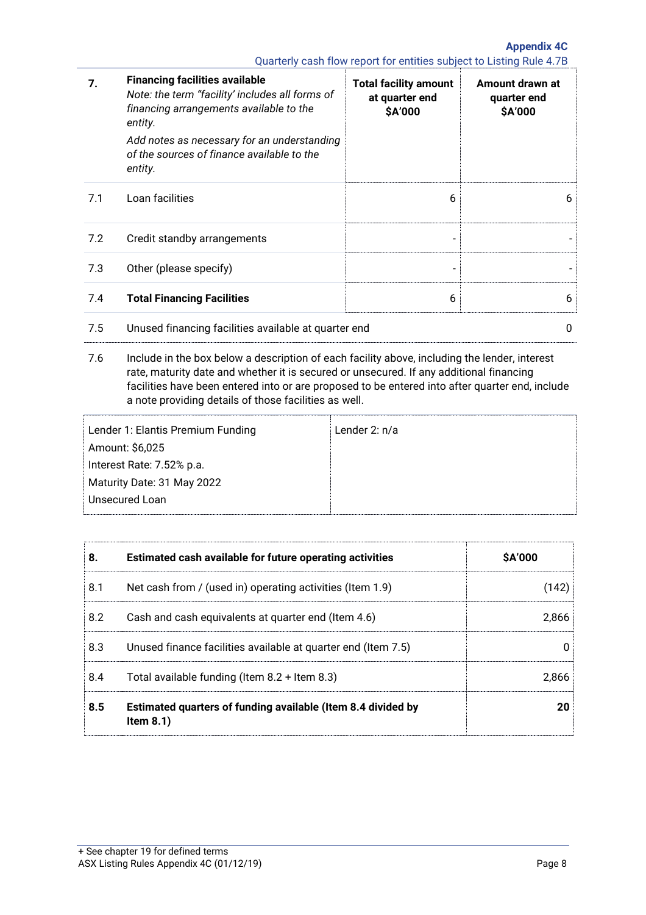| 7. | **Financing facilities available**<br>*Note: the term "facility' includes all forms of financing arrangements available to the entity.*<br>*Add notes as necessary for an understanding of the sources of finance available to the entity.* | **Total facility amount at quarter end $A'000** | **Amount drawn at quarter end $A'000** |
|---|---|---|---|
| 7.1 | Loan facilities | 6 | 6 |
| 7.2 | Credit standby arrangements | - | - |
| 7.3 | Other (please specify) | - | - |
| 7.4 | **Total Financing Facilities** | 6 | 6 |

| | | |
|---|---|---|
| 7.5 | Unused financing facilities available at quarter end | 0 |

7.6 Include in the box below a description of each facility above, including the lender, interest rate, maturity date and whether it is secured or unsecured. If any additional financing facilities have been entered into or are proposed to be entered into after quarter end, include a note providing details of those facilities as well.

| Lender 1: Elantis Premium Funding<br>Amount: $6,025<br>Interest Rate: 7.52% p.a.<br>Maturity Date: 31 May 2022<br>Unsecured Loan | Lender 2: n/a |
|---|---|

| 8. | **Estimated cash available for future operating activities** | **$A'000** |
|---|---|---|
| 8.1 | Net cash from / (used in) operating activities (Item 1.9) | (142) |
| 8.2 | Cash and cash equivalents at quarter end (Item 4.6) | 2,866 |
| 8.3 | Unused finance facilities available at quarter end (Item 7.5) | 0 |
| 8.4 | Total available funding (Item 8.2 + Item 8.3) | 2,866 |
| **8.5** | **Estimated quarters of funding available (Item 8.4 divided by Item 8.1)** | **20** |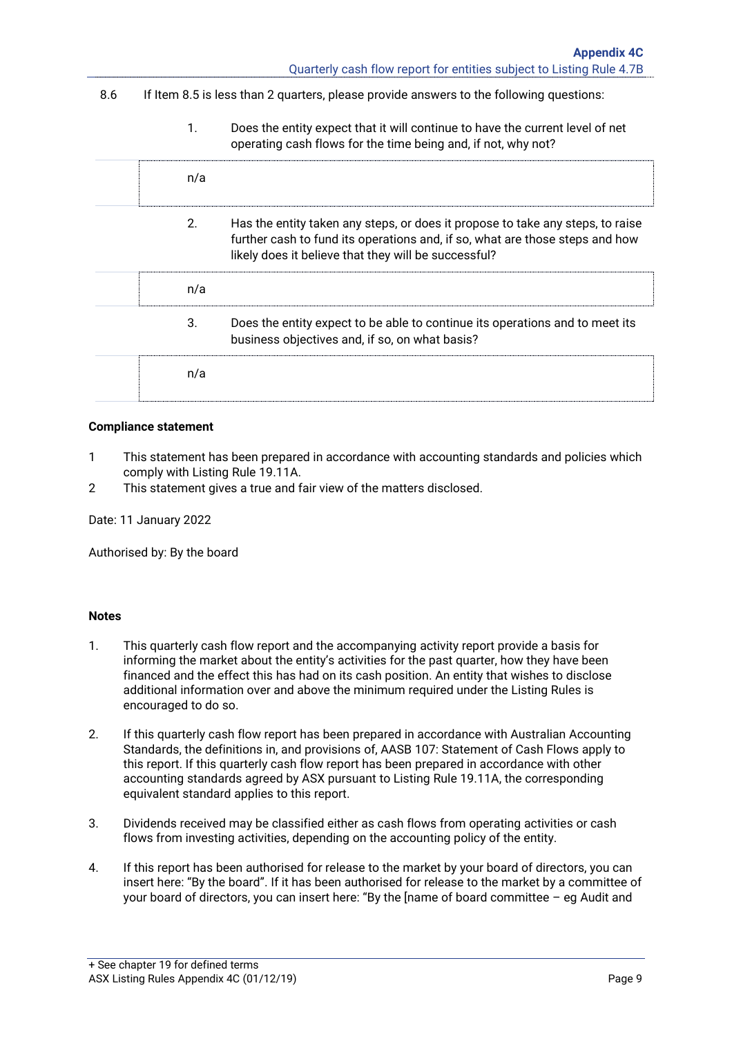| | | |
|---|---|---|
| 8.6 | If Item 8.5 is less than 2 quarters, please provide answers to the following questions: | |
| | 1. | Does the entity expect that it will continue to have the current level of net operating cash flows for the time being and, if not, why not? |
| | n/a | |
| | 2. | Has the entity taken any steps, or does it propose to take any steps, to raise further cash to fund its operations and, if so, what are those steps and how likely does it believe that they will be successful? |
| | n/a | |
| | 3. | Does the entity expect to be able to continue its operations and to meet its business objectives and, if so, on what basis? |
| | n/a | |

**Compliance statement**

1. This statement has been prepared in accordance with accounting standards and policies which comply with Listing Rule 19.11A.
2. This statement gives a true and fair view of the matters disclosed.

Date: 11 January 2022

Authorised by: By the board

**Notes**

1. This quarterly cash flow report and the accompanying activity report provide a basis for informing the market about the entity's activities for the past quarter, how they have been financed and the effect this has had on its cash position. An entity that wishes to disclose additional information over and above the minimum required under the Listing Rules is encouraged to do so.

2. If this quarterly cash flow report has been prepared in accordance with Australian Accounting Standards, the definitions in, and provisions of, AASB 107: Statement of Cash Flows apply to this report. If this quarterly cash flow report has been prepared in accordance with other accounting standards agreed by ASX pursuant to Listing Rule 19.11A, the corresponding equivalent standard applies to this report.

3. Dividends received may be classified either as cash flows from operating activities or cash flows from investing activities, depending on the accounting policy of the entity.

4. If this report has been authorised for release to the market by your board of directors, you can insert here: "By the board". If it has been authorised for release to the market by a committee of your board of directors, you can insert here: "By the [name of board committee – eg Audit and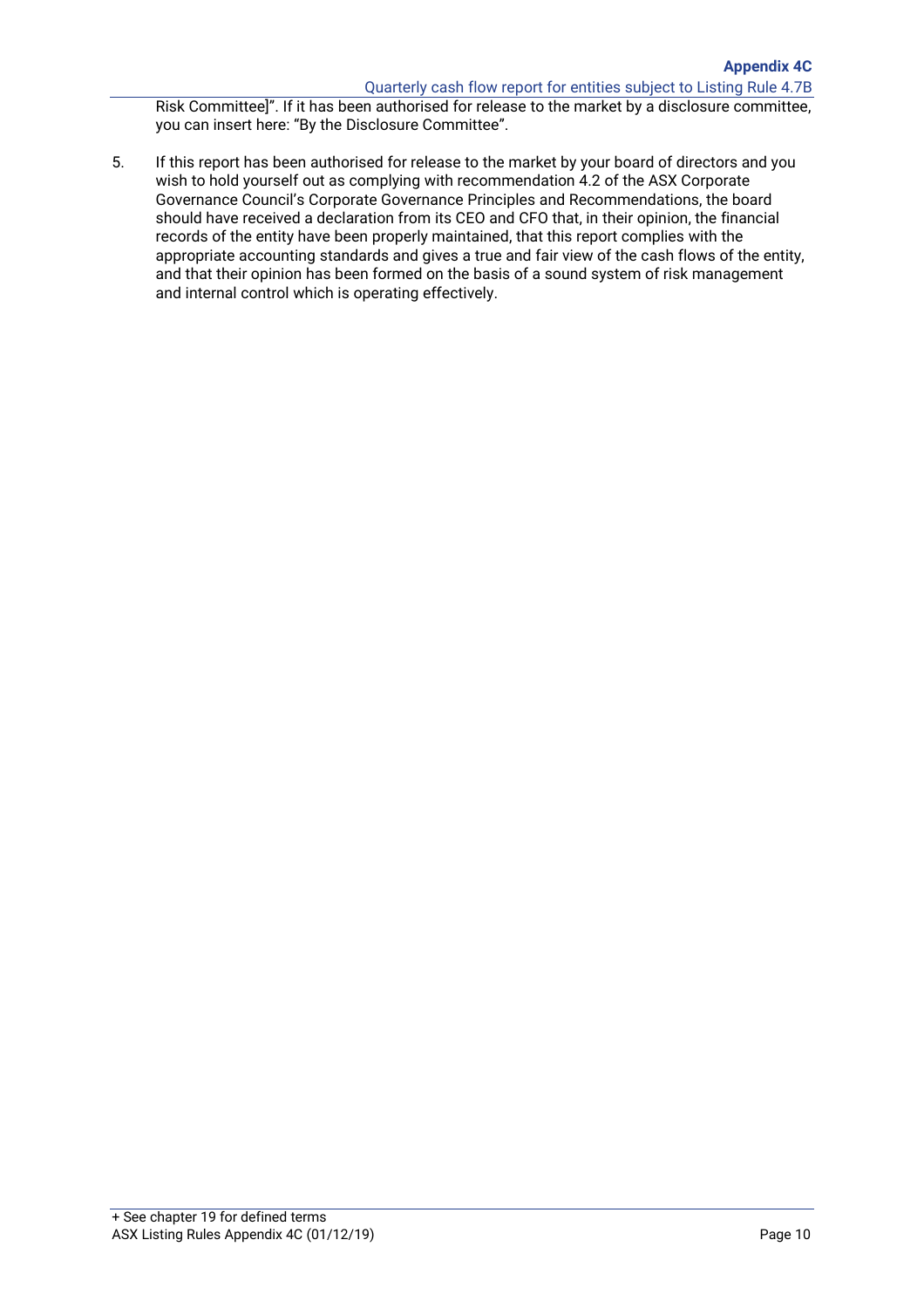Risk Committee]". If it has been authorised for release to the market by a disclosure committee, you can insert here: "By the Disclosure Committee".

5. If this report has been authorised for release to the market by your board of directors and you wish to hold yourself out as complying with recommendation 4.2 of the ASX Corporate Governance Council's Corporate Governance Principles and Recommendations, the board should have received a declaration from its CEO and CFO that, in their opinion, the financial records of the entity have been properly maintained, that this report complies with the appropriate accounting standards and gives a true and fair view of the cash flows of the entity, and that their opinion has been formed on the basis of a sound system of risk management and internal control which is operating effectively.